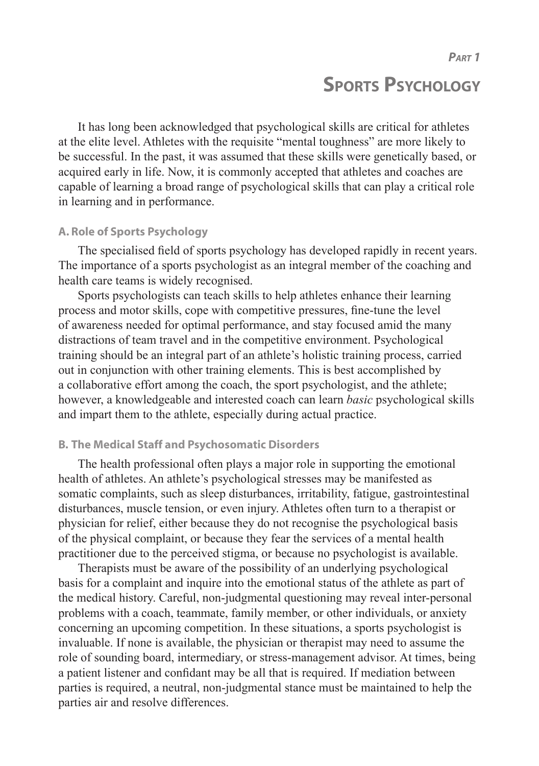*Part 1*

# Sports Psychology

It has long been acknowledged that psychological skills are critical for athletes at the elite level. Athletes with the requisite "mental toughness" are more likely to be successful. In the past, it was assumed that these skills were genetically based, or acquired early in life. Now, it is commonly accepted that athletes and coaches are capable of learning a broad range of psychological skills that can play a critical role in learning and in performance.

## A. Role of Sports Psychology

The specialised field of sports psychology has developed rapidly in recent years. The importance of a sports psychologist as an integral member of the coaching and health care teams is widely recognised.

Sports psychologists can teach skills to help athletes enhance their learning process and motor skills, cope with competitive pressures, fine-tune the level of awareness needed for optimal performance, and stay focused amid the many distractions of team travel and in the competitive environment. Psychological training should be an integral part of an athlete's holistic training process, carried out in conjunction with other training elements. This is best accomplished by a collaborative effort among the coach, the sport psychologist, and the athlete; however, a knowledgeable and interested coach can learn *basic* psychological skills and impart them to the athlete, especially during actual practice.

## B. The Medical Staff and Psychosomatic Disorders

The health professional often plays a major role in supporting the emotional health of athletes. An athlete's psychological stresses may be manifested as somatic complaints, such as sleep disturbances, irritability, fatigue, gastrointestinal disturbances, muscle tension, or even injury. Athletes often turn to a therapist or physician for relief, either because they do not recognise the psychological basis of the physical complaint, or because they fear the services of a mental health practitioner due to the perceived stigma, or because no psychologist is available.

Therapists must be aware of the possibility of an underlying psychological basis for a complaint and inquire into the emotional status of the athlete as part of the medical history. Careful, non-judgmental questioning may reveal inter-personal problems with a coach, teammate, family member, or other individuals, or anxiety concerning an upcoming competition. In these situations, a sports psychologist is invaluable. If none is available, the physician or therapist may need to assume the role of sounding board, intermediary, or stress-management advisor. At times, being a patient listener and confidant may be all that is required. If mediation between parties is required, a neutral, non-judgmental stance must be maintained to help the parties air and resolve differences.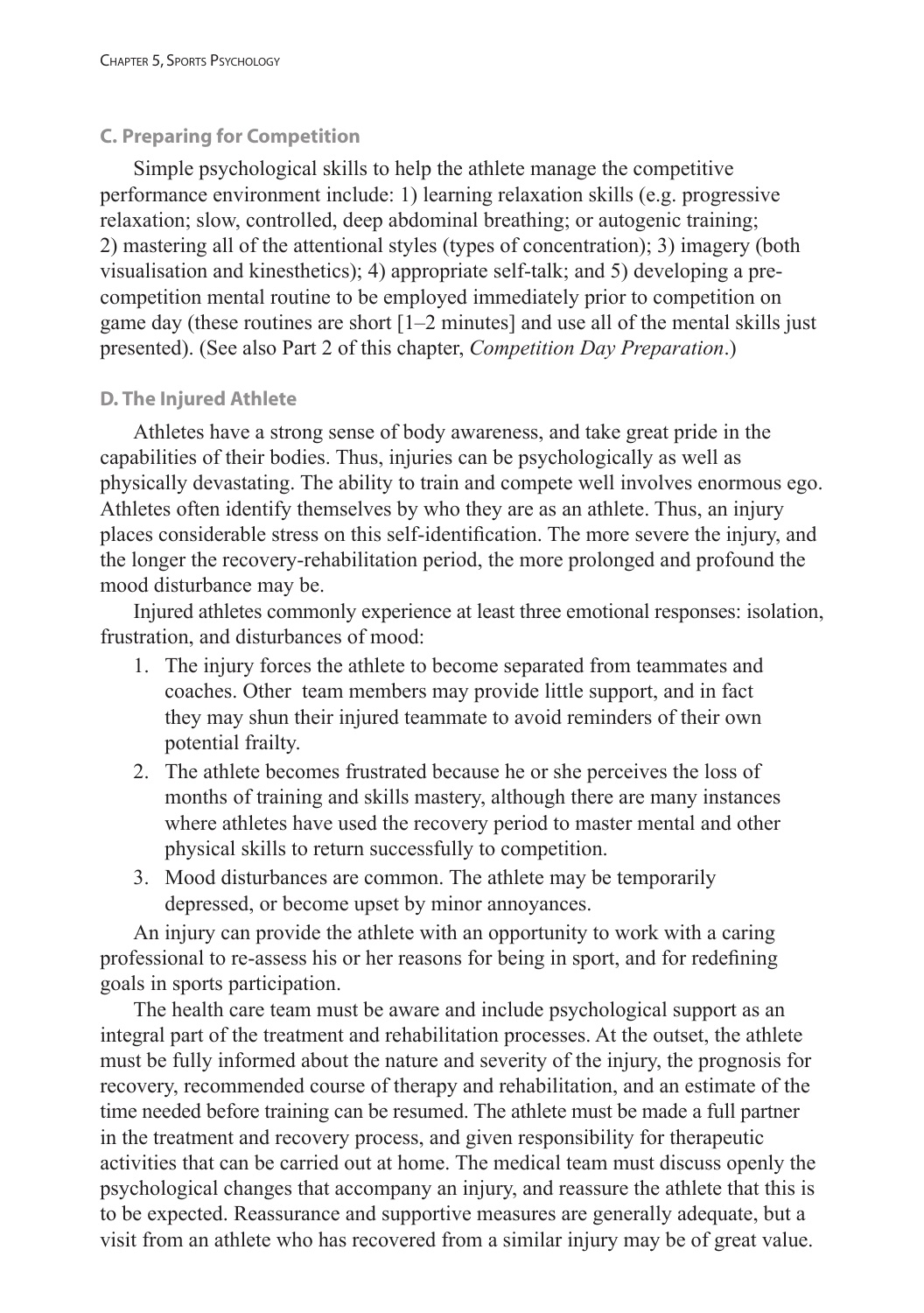### C. Preparing for Competition

Simple psychological skills to help the athlete manage the competitive performance environment include: 1) learning relaxation skills (e.g. progressive relaxation; slow, controlled, deep abdominal breathing; or autogenic training; 2) mastering all of the attentional styles (types of concentration); 3) imagery (both visualisation and kinesthetics); 4) appropriate self-talk; and 5) developing a pre-competition mental routine to be employed immediately prior to competition on game day (these routines are short [1–2 minutes] and use all of the mental skills just presented). (See also Part 2 of this chapter, *Competition Day Preparation*.)

### D. The Injured Athlete

Athletes have a strong sense of body awareness, and take great pride in the capabilities of their bodies. Thus, injuries can be psychologically as well as physically devastating. The ability to train and compete well involves enormous ego. Athletes often identify themselves by who they are as an athlete. Thus, an injury places considerable stress on this self-identification. The more severe the injury, and the longer the recovery-rehabilitation period, the more prolonged and profound the mood disturbance may be.

Injured athletes commonly experience at least three emotional responses: isolation, frustration, and disturbances of mood:

1. The injury forces the athlete to become separated from teammates and coaches. Other team members may provide little support, and in fact they may shun their injured teammate to avoid reminders of their own potential frailty.
2. The athlete becomes frustrated because he or she perceives the loss of months of training and skills mastery, although there are many instances where athletes have used the recovery period to master mental and other physical skills to return successfully to competition.
3. Mood disturbances are common. The athlete may be temporarily depressed, or become upset by minor annoyances.

An injury can provide the athlete with an opportunity to work with a caring professional to re-assess his or her reasons for being in sport, and for redefining goals in sports participation.

The health care team must be aware and include psychological support as an integral part of the treatment and rehabilitation processes. At the outset, the athlete must be fully informed about the nature and severity of the injury, the prognosis for recovery, recommended course of therapy and rehabilitation, and an estimate of the time needed before training can be resumed. The athlete must be made a full partner in the treatment and recovery process, and given responsibility for therapeutic activities that can be carried out at home. The medical team must discuss openly the psychological changes that accompany an injury, and reassure the athlete that this is to be expected. Reassurance and supportive measures are generally adequate, but a visit from an athlete who has recovered from a similar injury may be of great value.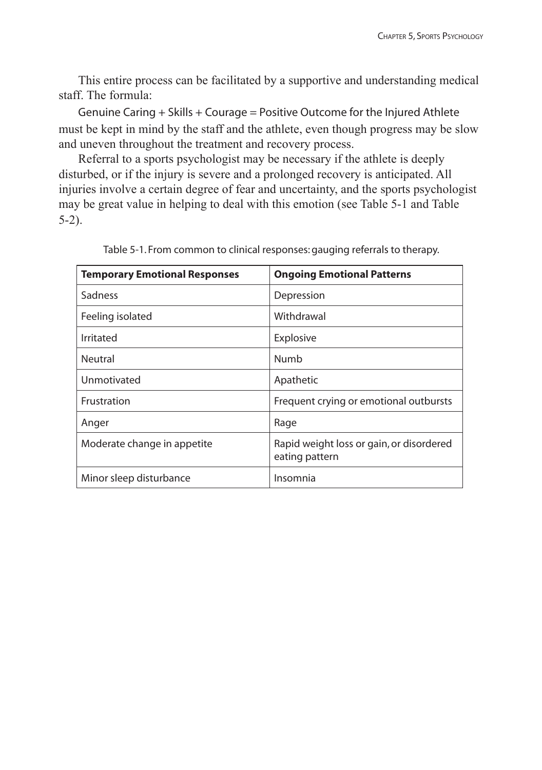This entire process can be facilitated by a supportive and understanding medical staff. The formula:

Genuine Caring + Skills + Courage = Positive Outcome for the Injured Athlete

must be kept in mind by the staff and the athlete, even though progress may be slow and uneven throughout the treatment and recovery process.

Referral to a sports psychologist may be necessary if the athlete is deeply disturbed, or if the injury is severe and a prolonged recovery is anticipated. All injuries involve a certain degree of fear and uncertainty, and the sports psychologist may be great value in helping to deal with this emotion (see Table 5-1 and Table 5-2).

Table 5-1. From common to clinical responses: gauging referrals to therapy.

| **Temporary Emotional Responses** | **Ongoing Emotional Patterns** |
|---|---|
| Sadness | Depression |
| Feeling isolated | Withdrawal |
| Irritated | Explosive |
| Neutral | Numb |
| Unmotivated | Apathetic |
| Frustration | Frequent crying or emotional outbursts |
| Anger | Rage |
| Moderate change in appetite | Rapid weight loss or gain, or disordered eating pattern |
| Minor sleep disturbance | Insomnia |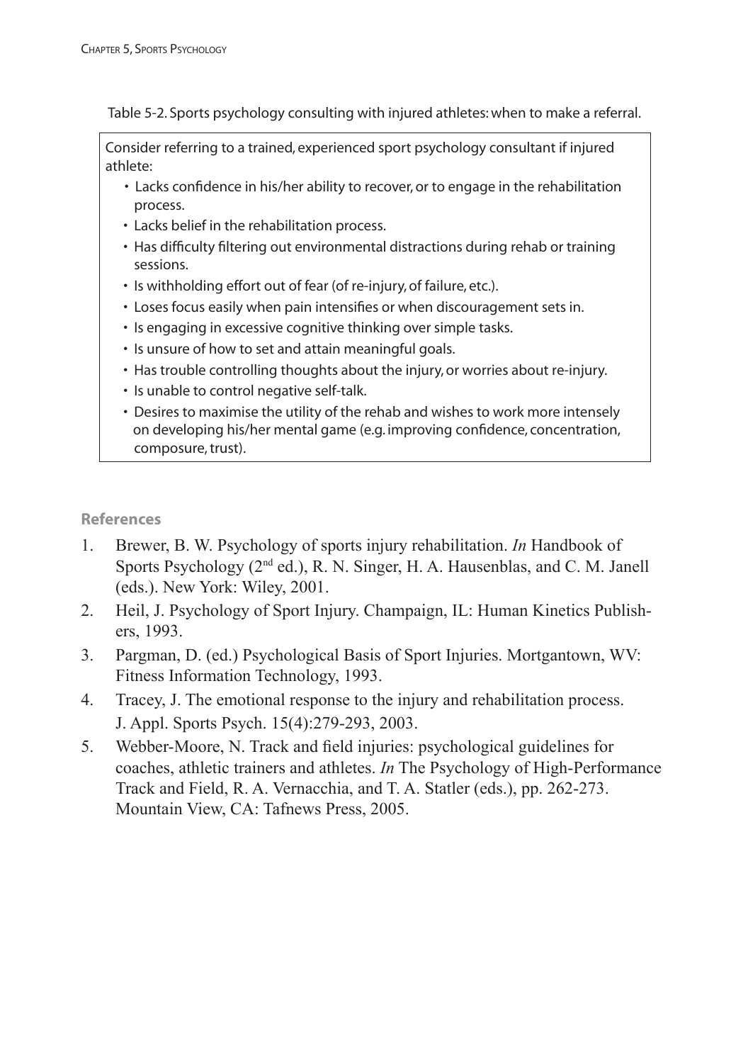Table 5-2. Sports psychology consulting with injured athletes: when to make a referral.

| Consider referring to a trained, experienced sport psychology consultant if injured athlete: |
| --- |
| • Lacks confidence in his/her ability to recover, or to engage in the rehabilitation process. |
| • Lacks belief in the rehabilitation process. |
| • Has difficulty filtering out environmental distractions during rehab or training sessions. |
| • Is withholding effort out of fear (of re-injury, of failure, etc.). |
| • Loses focus easily when pain intensifies or when discouragement sets in. |
| • Is engaging in excessive cognitive thinking over simple tasks. |
| • Is unsure of how to set and attain meaningful goals. |
| • Has trouble controlling thoughts about the injury, or worries about re-injury. |
| • Is unable to control negative self-talk. |
| • Desires to maximise the utility of the rehab and wishes to work more intensely on developing his/her mental game (e.g. improving confidence, concentration, composure, trust). |

## References

1. Brewer, B. W. Psychology of sports injury rehabilitation. *In* Handbook of Sports Psychology (2nd ed.), R. N. Singer, H. A. Hausenblas, and C. M. Janell (eds.). New York: Wiley, 2001.
2. Heil, J. Psychology of Sport Injury. Champaign, IL: Human Kinetics Publishers, 1993.
3. Pargman, D. (ed.) Psychological Basis of Sport Injuries. Mortgantown, WV: Fitness Information Technology, 1993.
4. Tracey, J. The emotional response to the injury and rehabilitation process. J. Appl. Sports Psych. 15(4):279-293, 2003.
5. Webber-Moore, N. Track and field injuries: psychological guidelines for coaches, athletic trainers and athletes. *In* The Psychology of High-Performance Track and Field, R. A. Vernacchia, and T. A. Statler (eds.), pp. 262-273. Mountain View, CA: Tafnews Press, 2005.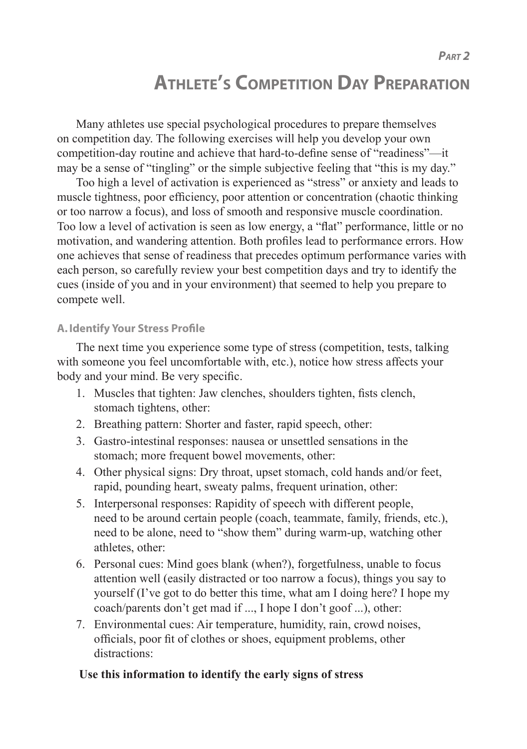*Part 2*

# Athlete's Competition Day Preparation

Many athletes use special psychological procedures to prepare themselves on competition day. The following exercises will help you develop your own competition-day routine and achieve that hard-to-define sense of "readiness"—it may be a sense of "tingling" or the simple subjective feeling that "this is my day."

Too high a level of activation is experienced as "stress" or anxiety and leads to muscle tightness, poor efficiency, poor attention or concentration (chaotic thinking or too narrow a focus), and loss of smooth and responsive muscle coordination. Too low a level of activation is seen as low energy, a "flat" performance, little or no motivation, and wandering attention. Both profiles lead to performance errors. How one achieves that sense of readiness that precedes optimum performance varies with each person, so carefully review your best competition days and try to identify the cues (inside of you and in your environment) that seemed to help you prepare to compete well.

## A. Identify Your Stress Profile

The next time you experience some type of stress (competition, tests, talking with someone you feel uncomfortable with, etc.), notice how stress affects your body and your mind. Be very specific.

1. Muscles that tighten: Jaw clenches, shoulders tighten, fists clench, stomach tightens, other:
2. Breathing pattern: Shorter and faster, rapid speech, other:
3. Gastro-intestinal responses: nausea or unsettled sensations in the stomach; more frequent bowel movements, other:
4. Other physical signs: Dry throat, upset stomach, cold hands and/or feet, rapid, pounding heart, sweaty palms, frequent urination, other:
5. Interpersonal responses: Rapidity of speech with different people, need to be around certain people (coach, teammate, family, friends, etc.), need to be alone, need to "show them" during warm-up, watching other athletes, other:
6. Personal cues: Mind goes blank (when?), forgetfulness, unable to focus attention well (easily distracted or too narrow a focus), things you say to yourself (I've got to do better this time, what am I doing here? I hope my coach/parents don't get mad if ..., I hope I don't goof ...), other:
7. Environmental cues: Air temperature, humidity, rain, crowd noises, officials, poor fit of clothes or shoes, equipment problems, other distractions:

**Use this information to identify the early signs of stress**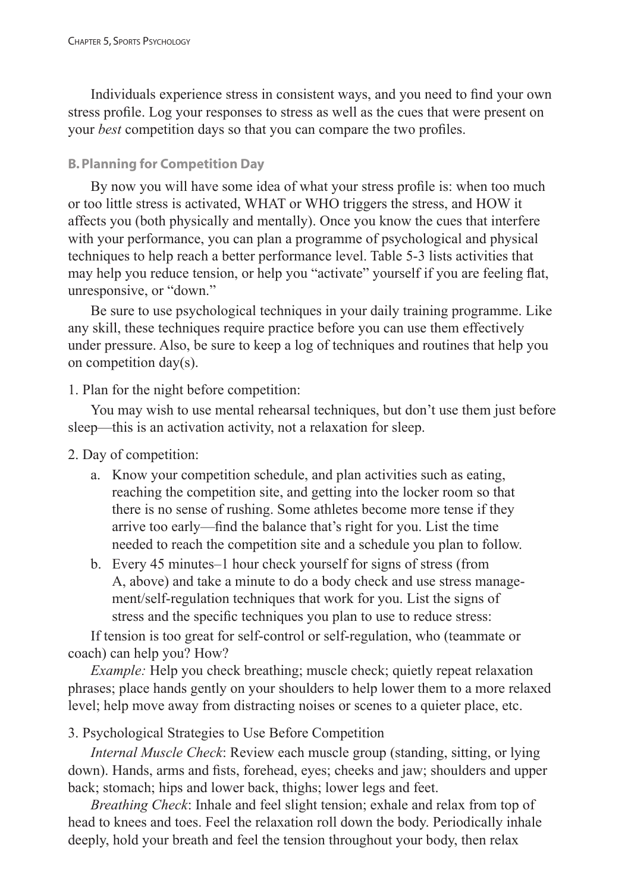Individuals experience stress in consistent ways, and you need to find your own stress profile. Log your responses to stress as well as the cues that were present on your *best* competition days so that you can compare the two profiles.

### B. Planning for Competition Day

By now you will have some idea of what your stress profile is: when too much or too little stress is activated, WHAT or WHO triggers the stress, and HOW it affects you (both physically and mentally). Once you know the cues that interfere with your performance, you can plan a programme of psychological and physical techniques to help reach a better performance level. Table 5-3 lists activities that may help you reduce tension, or help you "activate" yourself if you are feeling flat, unresponsive, or "down."

Be sure to use psychological techniques in your daily training programme. Like any skill, these techniques require practice before you can use them effectively under pressure. Also, be sure to keep a log of techniques and routines that help you on competition day(s).

1. Plan for the night before competition:

   You may wish to use mental rehearsal techniques, but don't use them just before sleep—this is an activation activity, not a relaxation for sleep.

2. Day of competition:

   a. Know your competition schedule, and plan activities such as eating, reaching the competition site, and getting into the locker room so that there is no sense of rushing. Some athletes become more tense if they arrive too early—find the balance that's right for you. List the time needed to reach the competition site and a schedule you plan to follow.

   b. Every 45 minutes–1 hour check yourself for signs of stress (from A, above) and take a minute to do a body check and use stress management/self-regulation techniques that work for you. List the signs of stress and the specific techniques you plan to use to reduce stress:

   If tension is too great for self-control or self-regulation, who (teammate or coach) can help you? How?

   *Example:* Help you check breathing; muscle check; quietly repeat relaxation phrases; place hands gently on your shoulders to help lower them to a more relaxed level; help move away from distracting noises or scenes to a quieter place, etc.

3. Psychological Strategies to Use Before Competition

   *Internal Muscle Check*: Review each muscle group (standing, sitting, or lying down). Hands, arms and fists, forehead, eyes; cheeks and jaw; shoulders and upper back; stomach; hips and lower back, thighs; lower legs and feet.

   *Breathing Check*: Inhale and feel slight tension; exhale and relax from top of head to knees and toes. Feel the relaxation roll down the body. Periodically inhale deeply, hold your breath and feel the tension throughout your body, then relax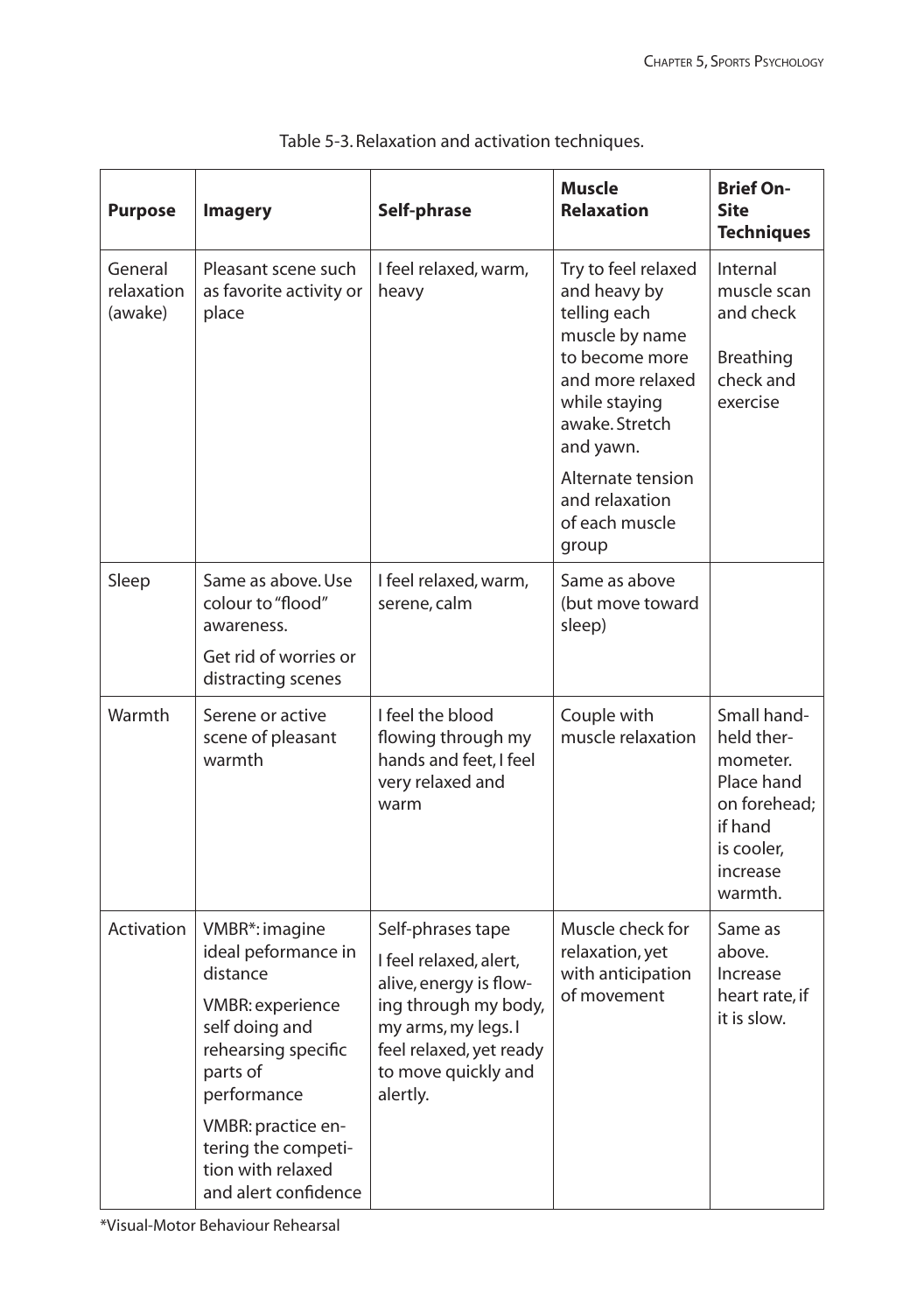Table 5-3. Relaxation and activation techniques.

| Purpose | Imagery | Self-phrase | Muscle Relaxation | Brief On-Site Techniques |
|---|---|---|---|---|
| General relaxation (awake) | Pleasant scene such as favorite activity or place | I feel relaxed, warm, heavy | Try to feel relaxed and heavy by telling each muscle by name to become more and more relaxed while staying awake. Stretch and yawn.<br><br>Alternate tension and relaxation of each muscle group | Internal muscle scan and check<br><br>Breathing check and exercise |
| Sleep | Same as above. Use colour to "flood" awareness.<br><br>Get rid of worries or distracting scenes | I feel relaxed, warm, serene, calm | Same as above (but move toward sleep) | |
| Warmth | Serene or active scene of pleasant warmth | I feel the blood flowing through my hands and feet, I feel very relaxed and warm | Couple with muscle relaxation | Small hand-held thermometer. Place hand on forehead; if hand is cooler, increase warmth. |
| Activation | VMBR*: imagine ideal peformance in distance<br><br>VMBR: experience self doing and rehearsing specific parts of performance<br><br>VMBR: practice entering the competition with relaxed and alert confidence | Self-phrases tape<br><br>I feel relaxed, alert, alive, energy is flowing through my body, my arms, my legs. I feel relaxed, yet ready to move quickly and alertly. | Muscle check for relaxation, yet with anticipation of movement | Same as above. Increase heart rate, if it is slow. |

*Visual-Motor Behaviour Rehearsal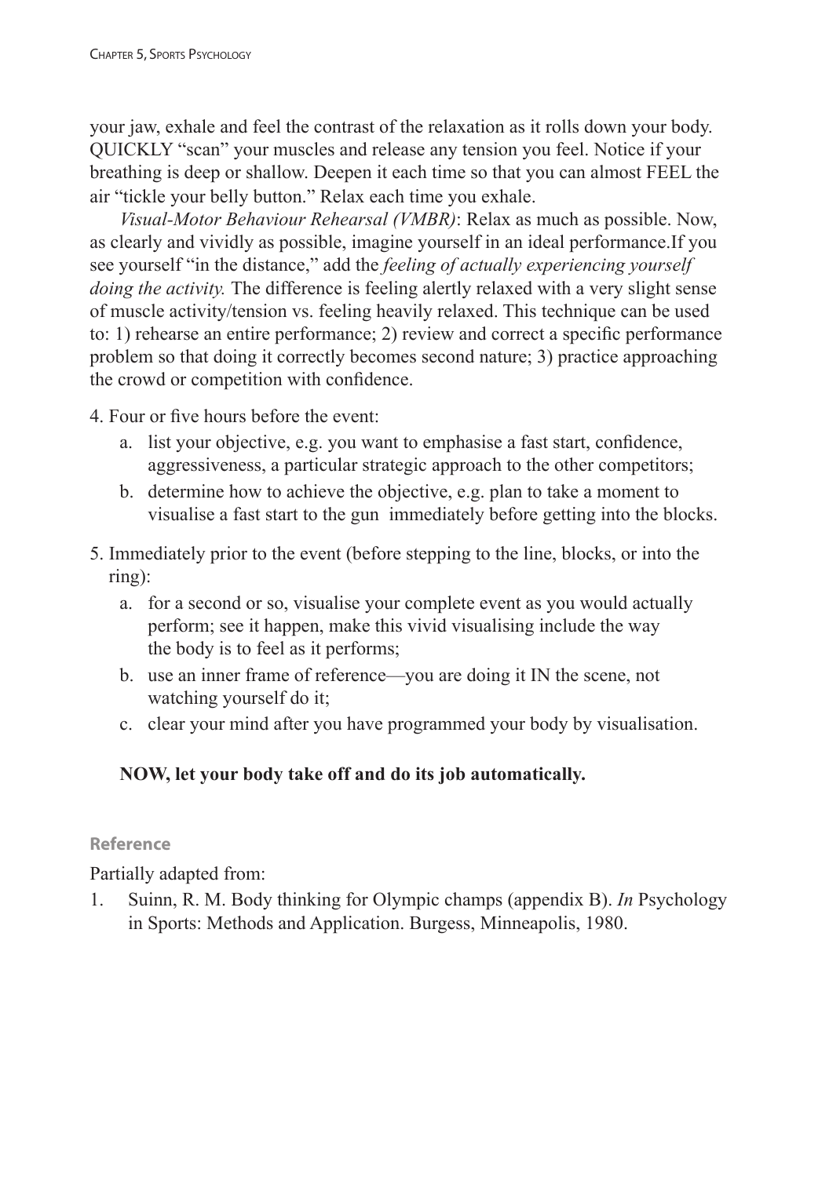your jaw, exhale and feel the contrast of the relaxation as it rolls down your body. QUICKLY "scan" your muscles and release any tension you feel. Notice if your breathing is deep or shallow. Deepen it each time so that you can almost FEEL the air "tickle your belly button." Relax each time you exhale.

*Visual-Motor Behaviour Rehearsal (VMBR)*: Relax as much as possible. Now, as clearly and vividly as possible, imagine yourself in an ideal performance.If you see yourself "in the distance," add the *feeling of actually experiencing yourself doing the activity.* The difference is feeling alertly relaxed with a very slight sense of muscle activity/tension vs. feeling heavily relaxed. This technique can be used to: 1) rehearse an entire performance; 2) review and correct a specific performance problem so that doing it correctly becomes second nature; 3) practice approaching the crowd or competition with confidence.

4. Four or five hours before the event:
   a. list your objective, e.g. you want to emphasise a fast start, confidence, aggressiveness, a particular strategic approach to the other competitors;
   b. determine how to achieve the objective, e.g. plan to take a moment to visualise a fast start to the gun immediately before getting into the blocks.
5. Immediately prior to the event (before stepping to the line, blocks, or into the ring):
   a. for a second or so, visualise your complete event as you would actually perform; see it happen, make this vivid visualising include the way the body is to feel as it performs;
   b. use an inner frame of reference—you are doing it IN the scene, not watching yourself do it;
   c. clear your mind after you have programmed your body by visualisation.

**NOW, let your body take off and do its job automatically.**

#### Reference

Partially adapted from:

1. Suinn, R. M. Body thinking for Olympic champs (appendix B). *In* Psychology in Sports: Methods and Application. Burgess, Minneapolis, 1980.